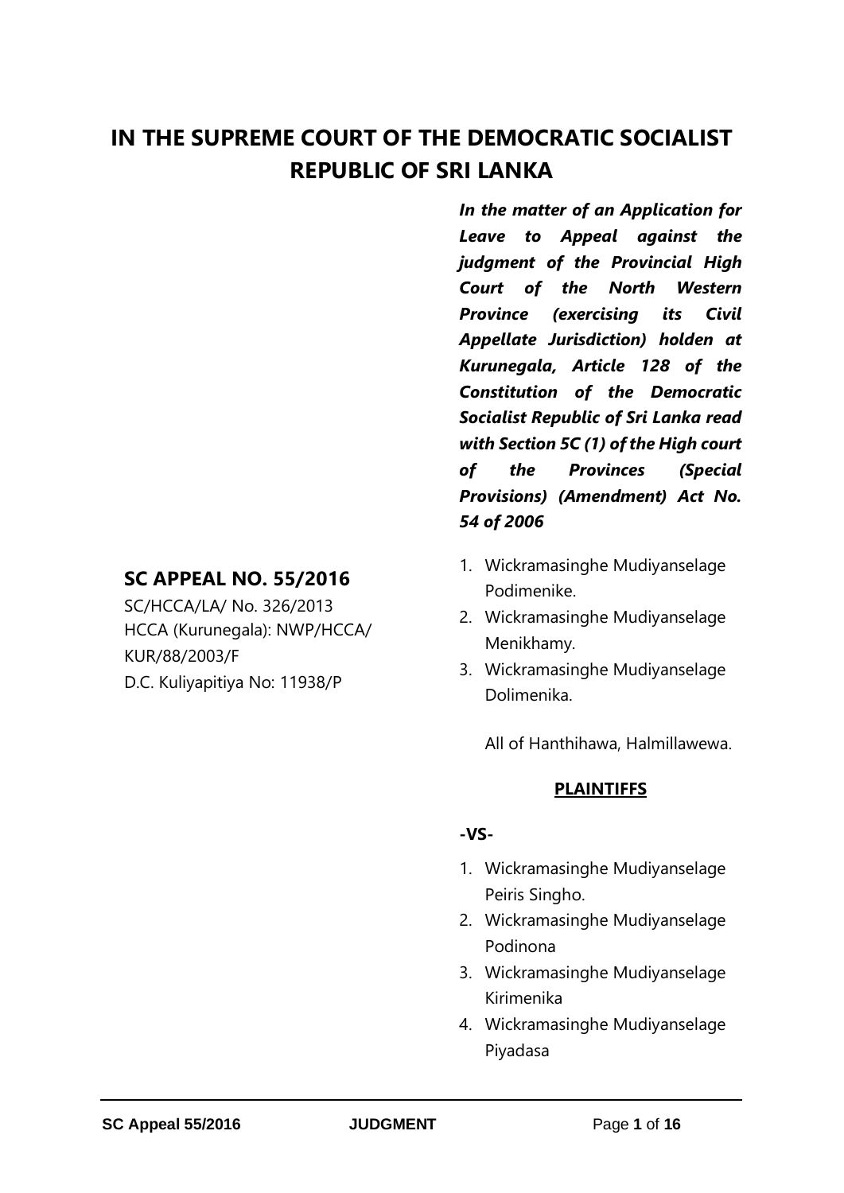# IN THE SUPREME COURT OF THE DEMOCRATIC SOCIALIST REPUBLIC OF SRI LANKA

***In the matter of an Application for Leave to Appeal against the judgment of the Provincial High Court of the North Western Province (exercising its Civil Appellate Jurisdiction) holden at Kurunegala, Article 128 of the Constitution of the Democratic Socialist Republic of Sri Lanka read with Section 5C (1) of the High court of the Provinces (Special Provisions) (Amendment) Act No. 54 of 2006***

## SC APPEAL NO. 55/2016

SC/HCCA/LA/ No. 326/2013
HCCA (Kurunegala): NWP/HCCA/ KUR/88/2003/F
D.C. Kuliyapitiya No: 11938/P

1. Wickramasinghe Mudiyanselage Podimenike.
2. Wickramasinghe Mudiyanselage Menikhamy.
3. Wickramasinghe Mudiyanselage Dolimenika.

All of Hanthihawa, Halmillawewa.

**PLAINTIFFS**

**-VS-**

1. Wickramasinghe Mudiyanselage Peiris Singho.
2. Wickramasinghe Mudiyanselage Podinona
3. Wickramasinghe Mudiyanselage Kirimenika
4. Wickramasinghe Mudiyanselage Piyadasa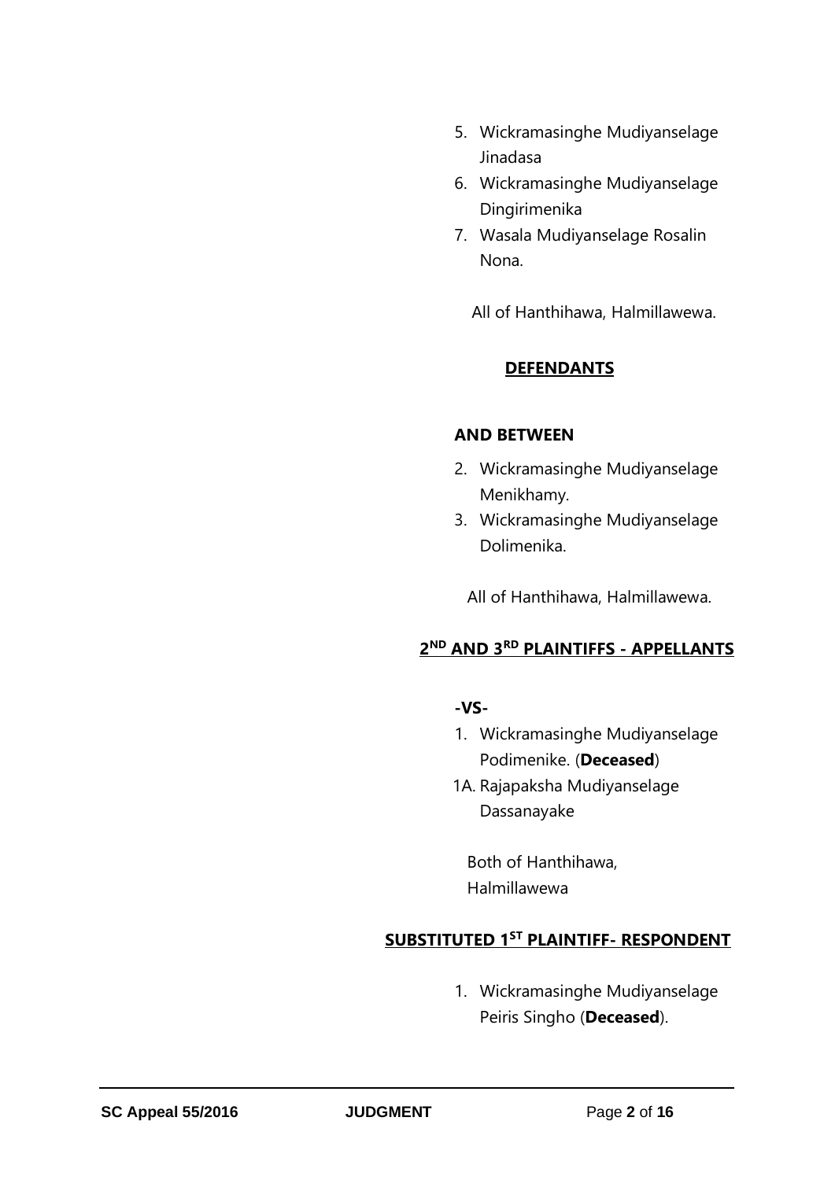5. Wickramasinghe Mudiyanselage Jinadasa
6. Wickramasinghe Mudiyanselage Dingirimenika
7. Wasala Mudiyanselage Rosalin Nona.

All of Hanthihawa, Halmillawewa.

**DEFENDANTS**

**AND BETWEEN**

2. Wickramasinghe Mudiyanselage Menikhamy.
3. Wickramasinghe Mudiyanselage Dolimenika.

All of Hanthihawa, Halmillawewa.

**2ND AND 3RD PLAINTIFFS - APPELLANTS**

**-VS-**

1. Wickramasinghe Mudiyanselage Podimenike. (**Deceased**)

1A. Rajapaksha Mudiyanselage Dassanayake

Both of Hanthihawa, Halmillawewa

**SUBSTITUTED 1ST PLAINTIFF- RESPONDENT**

1. Wickramasinghe Mudiyanselage Peiris Singho (**Deceased**).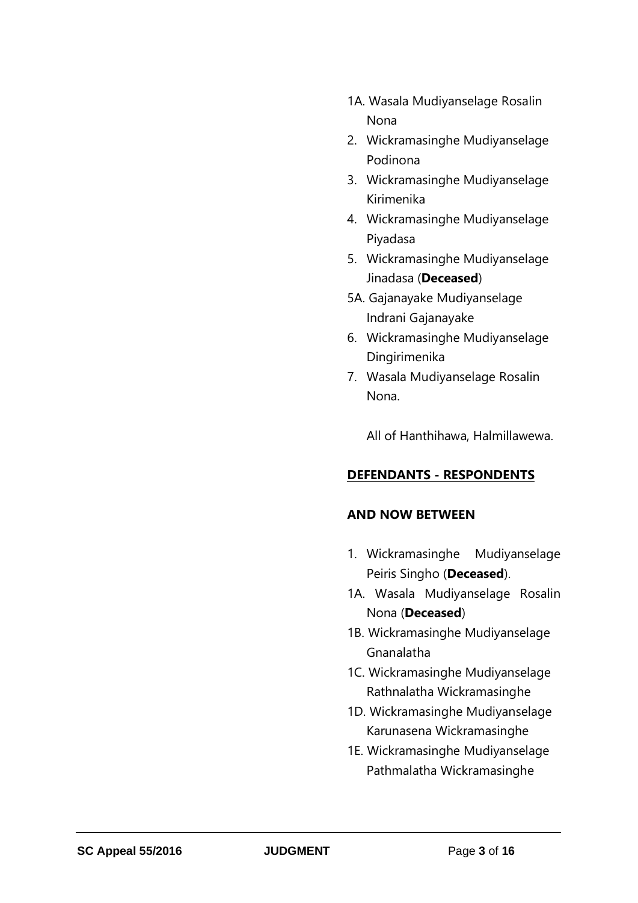1A. Wasala Mudiyanselage Rosalin Nona

2. Wickramasinghe Mudiyanselage Podinona
3. Wickramasinghe Mudiyanselage Kirimenika
4. Wickramasinghe Mudiyanselage Piyadasa
5. Wickramasinghe Mudiyanselage Jinadasa (**Deceased**)

5A. Gajanayake Mudiyanselage Indrani Gajanayake

6. Wickramasinghe Mudiyanselage Dingirimenika
7. Wasala Mudiyanselage Rosalin Nona.

All of Hanthihawa, Halmillawewa.

**DEFENDANTS - RESPONDENTS**

**AND NOW BETWEEN**

1. Wickramasinghe Mudiyanselage Peiris Singho (**Deceased**).

1A. Wasala Mudiyanselage Rosalin Nona (**Deceased**)

1B. Wickramasinghe Mudiyanselage Gnanalatha

1C. Wickramasinghe Mudiyanselage Rathnalatha Wickramasinghe

1D. Wickramasinghe Mudiyanselage Karunasena Wickramasinghe

1E. Wickramasinghe Mudiyanselage Pathmalatha Wickramasinghe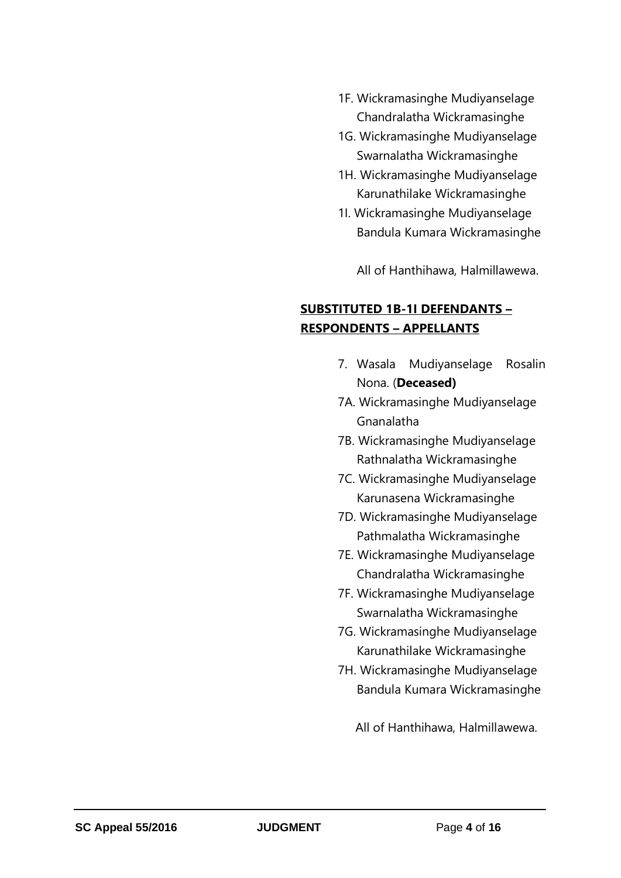1F. Wickramasinghe Mudiyanselage Chandralatha Wickramasinghe

1G. Wickramasinghe Mudiyanselage Swarnalatha Wickramasinghe

1H. Wickramasinghe Mudiyanselage Karunathilake Wickramasinghe

1I. Wickramasinghe Mudiyanselage Bandula Kumara Wickramasinghe

All of Hanthihawa, Halmillawewa.

**<u>SUBSTITUTED 1B-1I DEFENDANTS – RESPONDENTS – APPELLANTS</u>**

7. Wasala Mudiyanselage Rosalin Nona. (**Deceased)**

7A. Wickramasinghe Mudiyanselage Gnanalatha

7B. Wickramasinghe Mudiyanselage Rathnalatha Wickramasinghe

7C. Wickramasinghe Mudiyanselage Karunasena Wickramasinghe

7D. Wickramasinghe Mudiyanselage Pathmalatha Wickramasinghe

7E. Wickramasinghe Mudiyanselage Chandralatha Wickramasinghe

7F. Wickramasinghe Mudiyanselage Swarnalatha Wickramasinghe

7G. Wickramasinghe Mudiyanselage Karunathilake Wickramasinghe

7H. Wickramasinghe Mudiyanselage Bandula Kumara Wickramasinghe

All of Hanthihawa, Halmillawewa.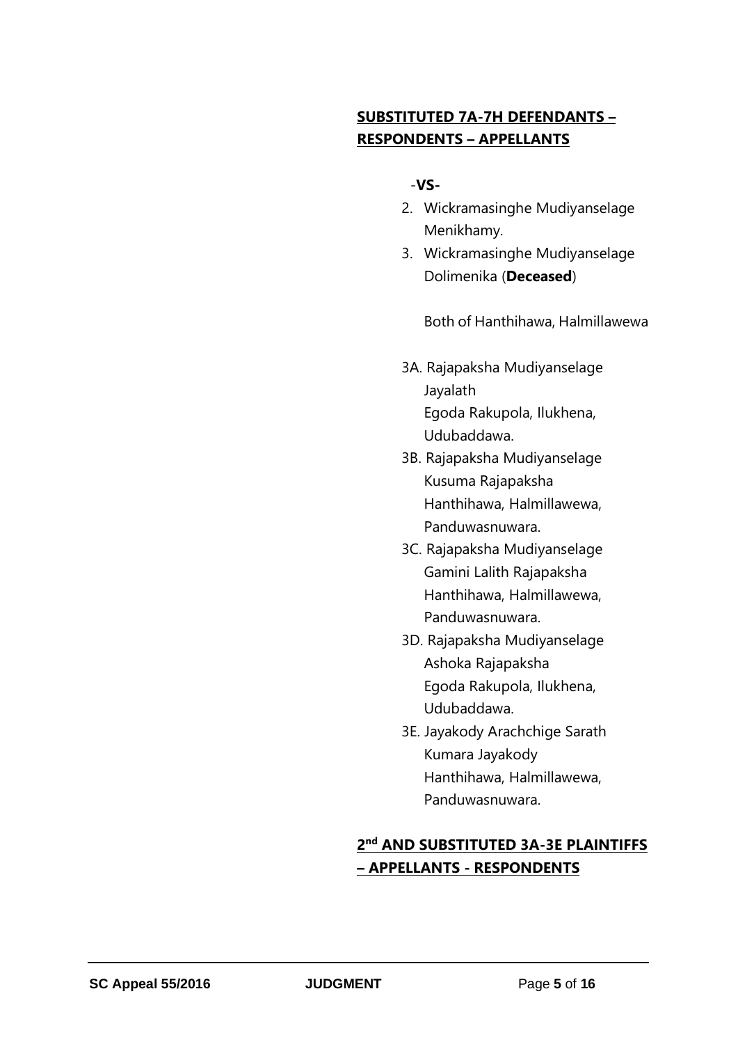**SUBSTITUTED 7A-7H DEFENDANTS – RESPONDENTS – APPELLANTS**

-**VS-**

2. Wickramasinghe Mudiyanselage Menikhamy.
3. Wickramasinghe Mudiyanselage Dolimenika (**Deceased**)

   Both of Hanthihawa, Halmillawewa

3A. Rajapaksha Mudiyanselage Jayalath
    Egoda Rakupola, Ilukhena, Udubaddawa.

3B. Rajapaksha Mudiyanselage Kusuma Rajapaksha
    Hanthihawa, Halmillawewa, Panduwasnuwara.

3C. Rajapaksha Mudiyanselage Gamini Lalith Rajapaksha
    Hanthihawa, Halmillawewa, Panduwasnuwara.

3D. Rajapaksha Mudiyanselage Ashoka Rajapaksha
    Egoda Rakupola, Ilukhena, Udubaddawa.

3E. Jayakody Arachchige Sarath Kumara Jayakody
    Hanthihawa, Halmillawewa, Panduwasnuwara.

**2nd AND SUBSTITUTED 3A-3E PLAINTIFFS – APPELLANTS - RESPONDENTS**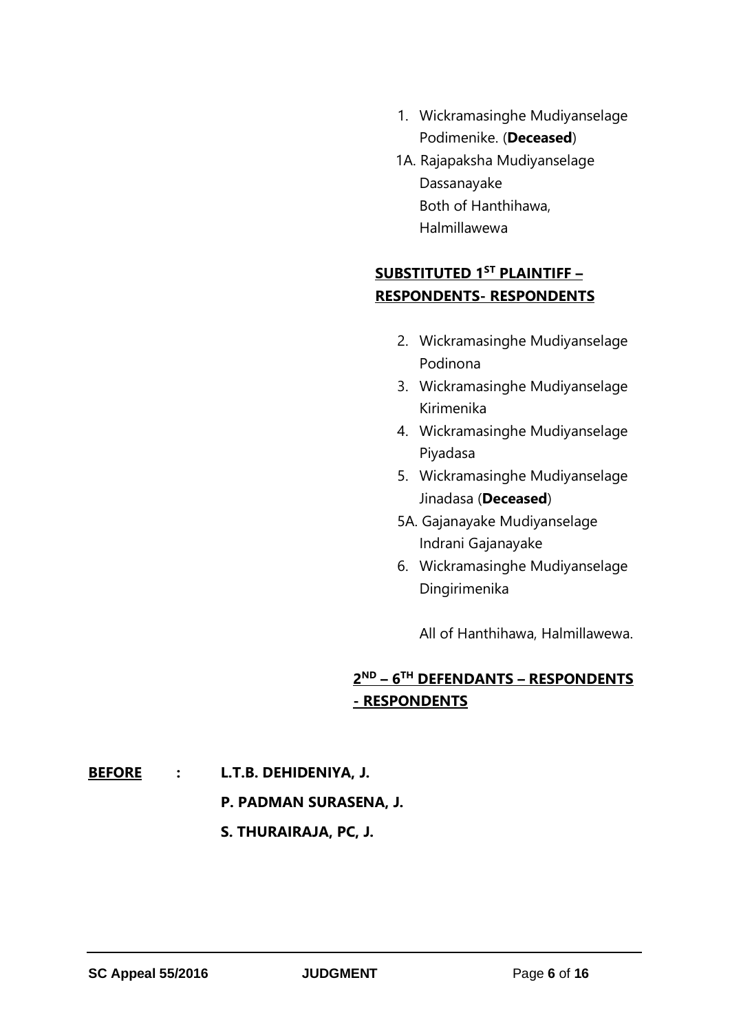1. Wickramasinghe Mudiyanselage Podimenike. (**Deceased**)

1A. Rajapaksha Mudiyanselage Dassanayake
Both of Hanthihawa, Halmillawewa

**SUBSTITUTED 1[ST] PLAINTIFF – RESPONDENTS- RESPONDENTS**

2. Wickramasinghe Mudiyanselage Podinona
3. Wickramasinghe Mudiyanselage Kirimenika
4. Wickramasinghe Mudiyanselage Piyadasa
5. Wickramasinghe Mudiyanselage Jinadasa (**Deceased**)

5A. Gajanayake Mudiyanselage Indrani Gajanayake

6. Wickramasinghe Mudiyanselage Dingirimenika

All of Hanthihawa, Halmillawewa.

**2[ND] – 6[TH] DEFENDANTS – RESPONDENTS - RESPONDENTS**

**BEFORE : L.T.B. DEHIDENIYA, J.**

**P. PADMAN SURASENA, J.**

**S. THURAIRAJA, PC, J.**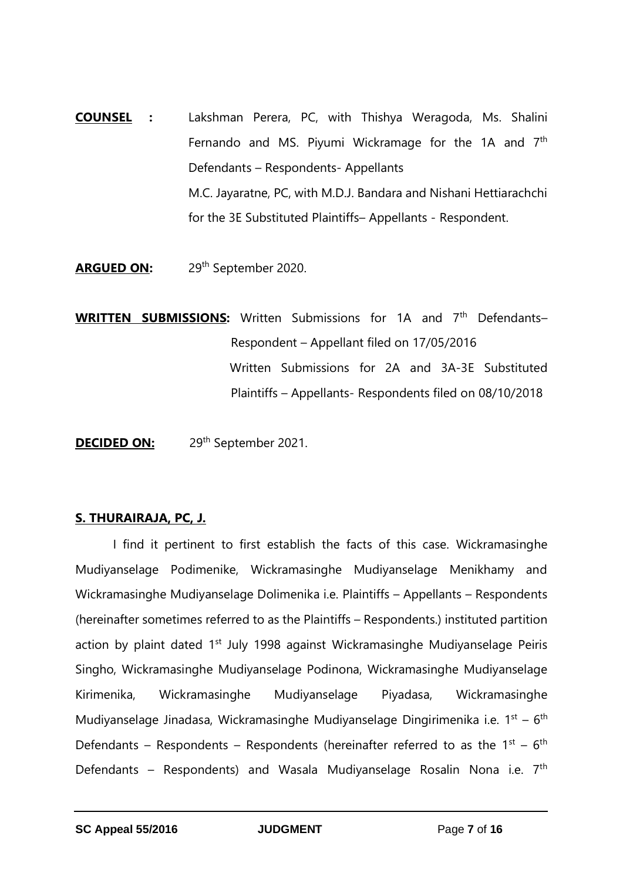**COUNSEL :** Lakshman Perera, PC, with Thishya Weragoda, Ms. Shalini Fernando and MS. Piyumi Wickramage for the 1A and 7th Defendants – Respondents- Appellants

M.C. Jayaratne, PC, with M.D.J. Bandara and Nishani Hettiarachchi for the 3E Substituted Plaintiffs– Appellants - Respondent.

**ARGUED ON:** 29th September 2020.

**WRITTEN SUBMISSIONS:** Written Submissions for 1A and 7th Defendants– Respondent – Appellant filed on 17/05/2016

Written Submissions for 2A and 3A-3E Substituted Plaintiffs – Appellants- Respondents filed on 08/10/2018

**DECIDED ON:** 29th September 2021.

**S. THURAIRAJA, PC, J.**

I find it pertinent to first establish the facts of this case. Wickramasinghe Mudiyanselage Podimenike, Wickramasinghe Mudiyanselage Menikhamy and Wickramasinghe Mudiyanselage Dolimenika i.e. Plaintiffs – Appellants – Respondents (hereinafter sometimes referred to as the Plaintiffs – Respondents.) instituted partition action by plaint dated 1st July 1998 against Wickramasinghe Mudiyanselage Peiris Singho, Wickramasinghe Mudiyanselage Podinona, Wickramasinghe Mudiyanselage Kirimenika, Wickramasinghe Mudiyanselage Piyadasa, Wickramasinghe Mudiyanselage Jinadasa, Wickramasinghe Mudiyanselage Dingirimenika i.e. 1st – 6th Defendants – Respondents – Respondents (hereinafter referred to as the 1st – 6th Defendants – Respondents) and Wasala Mudiyanselage Rosalin Nona i.e. 7th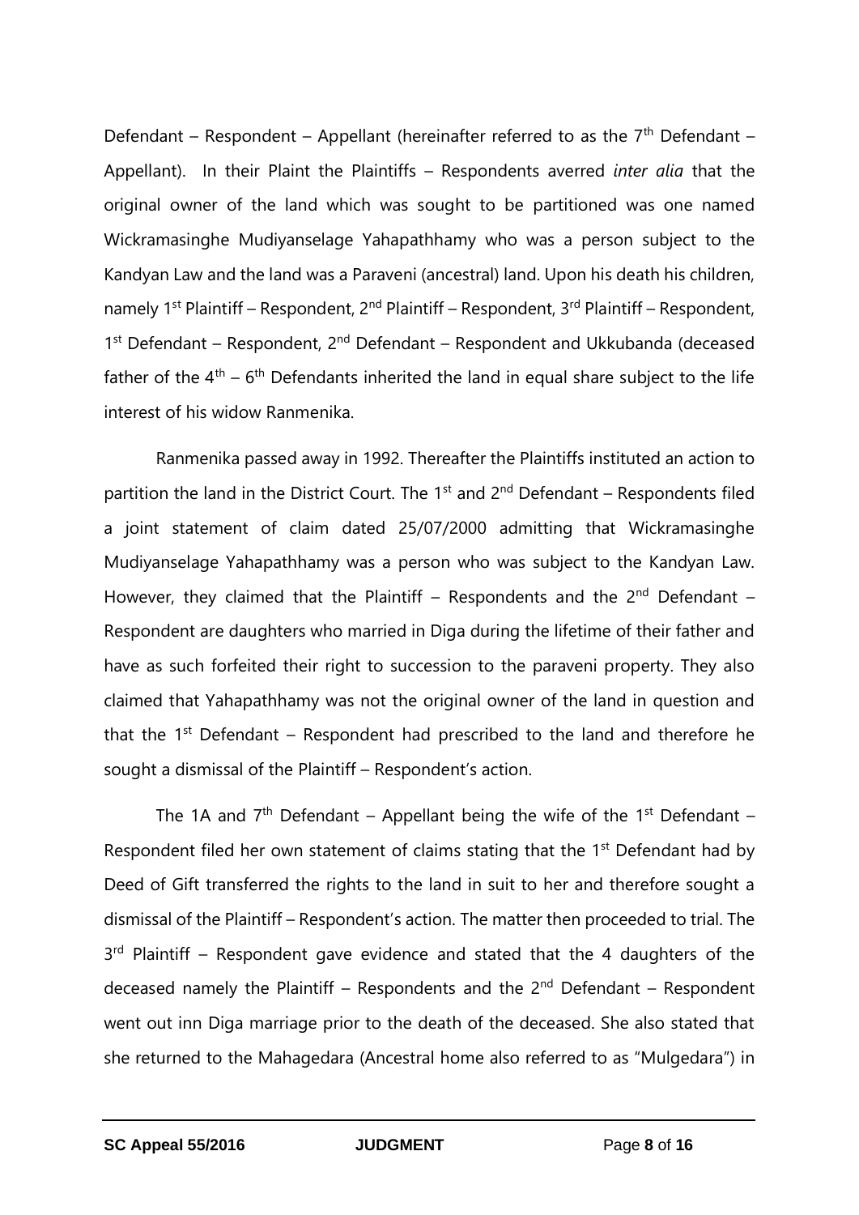Defendant – Respondent – Appellant (hereinafter referred to as the 7th Defendant – Appellant). In their Plaint the Plaintiffs – Respondents averred *inter alia* that the original owner of the land which was sought to be partitioned was one named Wickramasinghe Mudiyanselage Yahapathhamy who was a person subject to the Kandyan Law and the land was a Paraveni (ancestral) land. Upon his death his children, namely 1st Plaintiff – Respondent, 2nd Plaintiff – Respondent, 3rd Plaintiff – Respondent, 1st Defendant – Respondent, 2nd Defendant – Respondent and Ukkubanda (deceased father of the 4th – 6th Defendants inherited the land in equal share subject to the life interest of his widow Ranmenika.

Ranmenika passed away in 1992. Thereafter the Plaintiffs instituted an action to partition the land in the District Court. The 1st and 2nd Defendant – Respondents filed a joint statement of claim dated 25/07/2000 admitting that Wickramasinghe Mudiyanselage Yahapathhamy was a person who was subject to the Kandyan Law. However, they claimed that the Plaintiff – Respondents and the 2nd Defendant – Respondent are daughters who married in Diga during the lifetime of their father and have as such forfeited their right to succession to the paraveni property. They also claimed that Yahapathhamy was not the original owner of the land in question and that the 1st Defendant – Respondent had prescribed to the land and therefore he sought a dismissal of the Plaintiff – Respondent's action.

The 1A and 7th Defendant – Appellant being the wife of the 1st Defendant – Respondent filed her own statement of claims stating that the 1st Defendant had by Deed of Gift transferred the rights to the land in suit to her and therefore sought a dismissal of the Plaintiff – Respondent's action. The matter then proceeded to trial. The 3rd Plaintiff – Respondent gave evidence and stated that the 4 daughters of the deceased namely the Plaintiff – Respondents and the 2nd Defendant – Respondent went out inn Diga marriage prior to the death of the deceased. She also stated that she returned to the Mahagedara (Ancestral home also referred to as "Mulgedara") in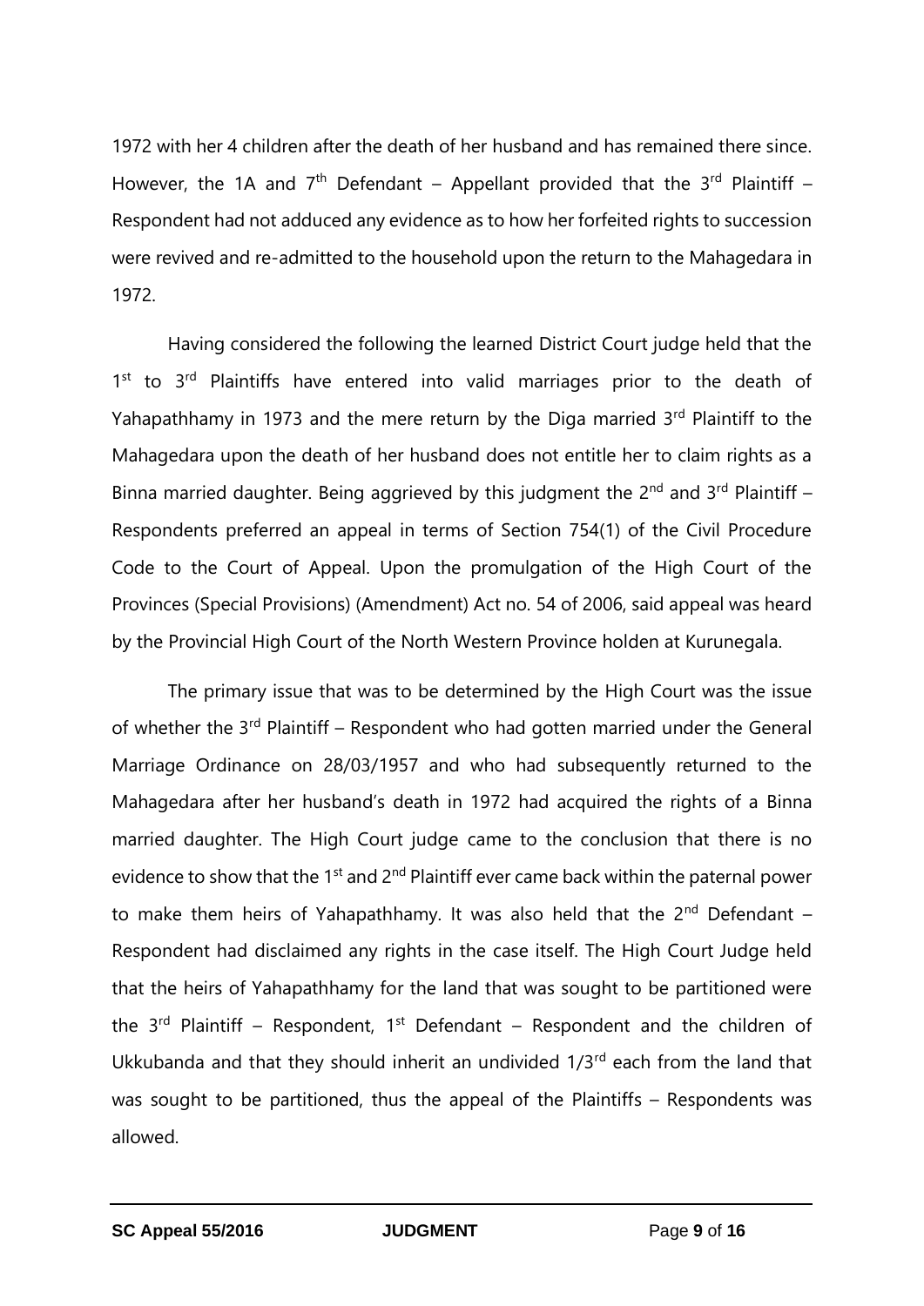1972 with her 4 children after the death of her husband and has remained there since. However, the 1A and 7th Defendant – Appellant provided that the 3rd Plaintiff – Respondent had not adduced any evidence as to how her forfeited rights to succession were revived and re-admitted to the household upon the return to the Mahagedara in 1972.

Having considered the following the learned District Court judge held that the 1st to 3rd Plaintiffs have entered into valid marriages prior to the death of Yahapathhamy in 1973 and the mere return by the Diga married 3rd Plaintiff to the Mahagedara upon the death of her husband does not entitle her to claim rights as a Binna married daughter. Being aggrieved by this judgment the 2nd and 3rd Plaintiff – Respondents preferred an appeal in terms of Section 754(1) of the Civil Procedure Code to the Court of Appeal. Upon the promulgation of the High Court of the Provinces (Special Provisions) (Amendment) Act no. 54 of 2006, said appeal was heard by the Provincial High Court of the North Western Province holden at Kurunegala.

The primary issue that was to be determined by the High Court was the issue of whether the 3rd Plaintiff – Respondent who had gotten married under the General Marriage Ordinance on 28/03/1957 and who had subsequently returned to the Mahagedara after her husband's death in 1972 had acquired the rights of a Binna married daughter. The High Court judge came to the conclusion that there is no evidence to show that the 1st and 2nd Plaintiff ever came back within the paternal power to make them heirs of Yahapathhamy. It was also held that the 2nd Defendant – Respondent had disclaimed any rights in the case itself. The High Court Judge held that the heirs of Yahapathhamy for the land that was sought to be partitioned were the 3rd Plaintiff – Respondent, 1st Defendant – Respondent and the children of Ukkubanda and that they should inherit an undivided 1/3rd each from the land that was sought to be partitioned, thus the appeal of the Plaintiffs – Respondents was allowed.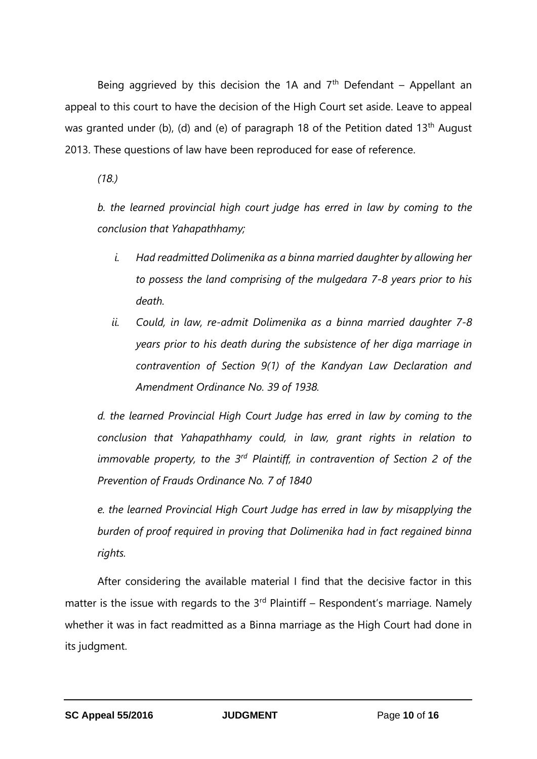Being aggrieved by this decision the 1A and 7th Defendant – Appellant an appeal to this court to have the decision of the High Court set aside. Leave to appeal was granted under (b), (d) and (e) of paragraph 18 of the Petition dated 13th August 2013. These questions of law have been reproduced for ease of reference.

*(18.)*

*b. the learned provincial high court judge has erred in law by coming to the conclusion that Yahapathhamy;*

> *i. Had readmitted Dolimenika as a binna married daughter by allowing her to possess the land comprising of the mulgedara 7-8 years prior to his death.*
>
> *ii. Could, in law, re-admit Dolimenika as a binna married daughter 7-8 years prior to his death during the subsistence of her diga marriage in contravention of Section 9(1) of the Kandyan Law Declaration and Amendment Ordinance No. 39 of 1938.*

*d. the learned Provincial High Court Judge has erred in law by coming to the conclusion that Yahapathhamy could, in law, grant rights in relation to immovable property, to the 3rd Plaintiff, in contravention of Section 2 of the Prevention of Frauds Ordinance No. 7 of 1840*

*e. the learned Provincial High Court Judge has erred in law by misapplying the burden of proof required in proving that Dolimenika had in fact regained binna rights.*

After considering the available material I find that the decisive factor in this matter is the issue with regards to the 3rd Plaintiff – Respondent's marriage. Namely whether it was in fact readmitted as a Binna marriage as the High Court had done in its judgment.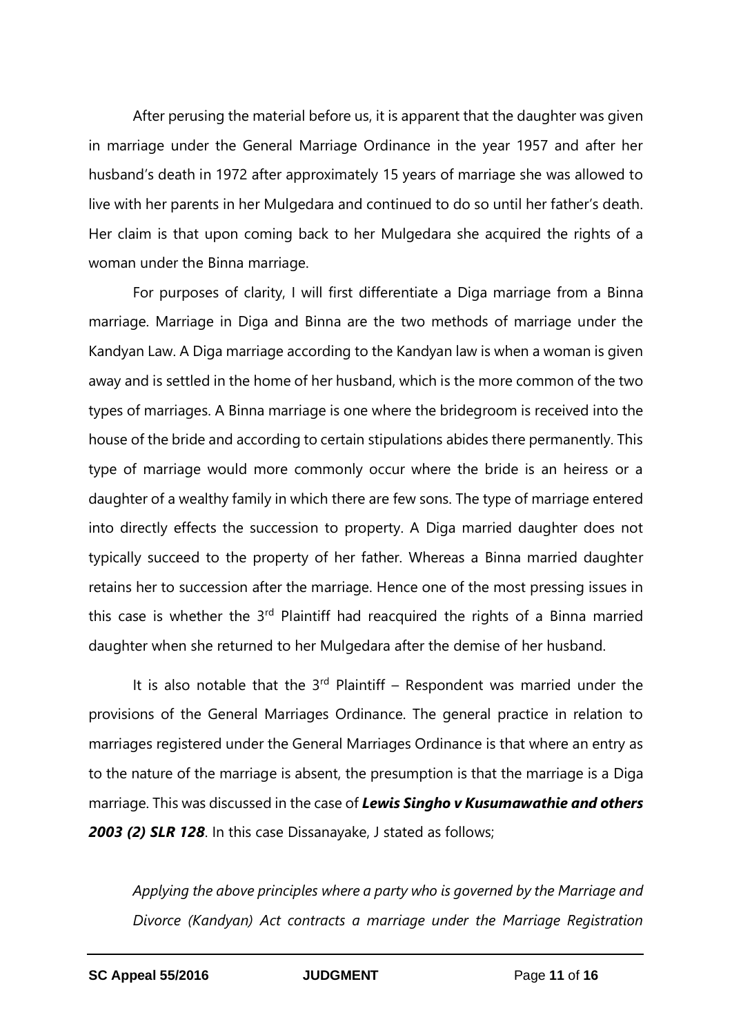After perusing the material before us, it is apparent that the daughter was given in marriage under the General Marriage Ordinance in the year 1957 and after her husband's death in 1972 after approximately 15 years of marriage she was allowed to live with her parents in her Mulgedara and continued to do so until her father's death. Her claim is that upon coming back to her Mulgedara she acquired the rights of a woman under the Binna marriage.

For purposes of clarity, I will first differentiate a Diga marriage from a Binna marriage. Marriage in Diga and Binna are the two methods of marriage under the Kandyan Law. A Diga marriage according to the Kandyan law is when a woman is given away and is settled in the home of her husband, which is the more common of the two types of marriages. A Binna marriage is one where the bridegroom is received into the house of the bride and according to certain stipulations abides there permanently. This type of marriage would more commonly occur where the bride is an heiress or a daughter of a wealthy family in which there are few sons. The type of marriage entered into directly effects the succession to property. A Diga married daughter does not typically succeed to the property of her father. Whereas a Binna married daughter retains her to succession after the marriage. Hence one of the most pressing issues in this case is whether the 3rd Plaintiff had reacquired the rights of a Binna married daughter when she returned to her Mulgedara after the demise of her husband.

It is also notable that the 3rd Plaintiff – Respondent was married under the provisions of the General Marriages Ordinance. The general practice in relation to marriages registered under the General Marriages Ordinance is that where an entry as to the nature of the marriage is absent, the presumption is that the marriage is a Diga marriage. This was discussed in the case of ***Lewis Singho v Kusumawathie and others 2003 (2) SLR 128***. In this case Dissanayake, J stated as follows;

*Applying the above principles where a party who is governed by the Marriage and Divorce (Kandyan) Act contracts a marriage under the Marriage Registration*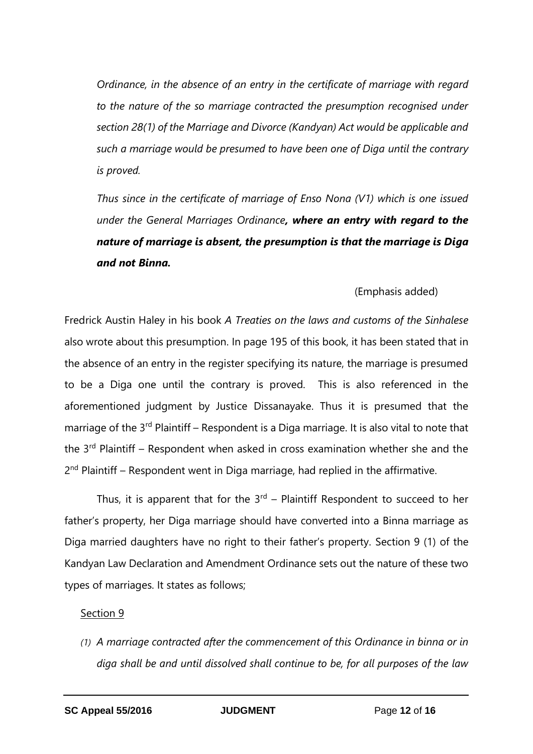*Ordinance, in the absence of an entry in the certificate of marriage with regard to the nature of the so marriage contracted the presumption recognised under section 28(1) of the Marriage and Divorce (Kandyan) Act would be applicable and such a marriage would be presumed to have been one of Diga until the contrary is proved.*

*Thus since in the certificate of marriage of Enso Nona (V1) which is one issued under the General Marriages Ordinance**, where an entry with regard to the nature of marriage is absent, the presumption is that the marriage is Diga and not Binna.***

(Emphasis added)

Fredrick Austin Haley in his book *A Treaties on the laws and customs of the Sinhalese* also wrote about this presumption. In page 195 of this book, it has been stated that in the absence of an entry in the register specifying its nature, the marriage is presumed to be a Diga one until the contrary is proved. This is also referenced in the aforementioned judgment by Justice Dissanayake. Thus it is presumed that the marriage of the 3rd Plaintiff – Respondent is a Diga marriage. It is also vital to note that the 3rd Plaintiff – Respondent when asked in cross examination whether she and the 2nd Plaintiff – Respondent went in Diga marriage, had replied in the affirmative.

Thus, it is apparent that for the 3rd – Plaintiff Respondent to succeed to her father's property, her Diga marriage should have converted into a Binna marriage as Diga married daughters have no right to their father's property. Section 9 (1) of the Kandyan Law Declaration and Amendment Ordinance sets out the nature of these two types of marriages. It states as follows;

Section 9

*(1) A marriage contracted after the commencement of this Ordinance in binna or in diga shall be and until dissolved shall continue to be, for all purposes of the law*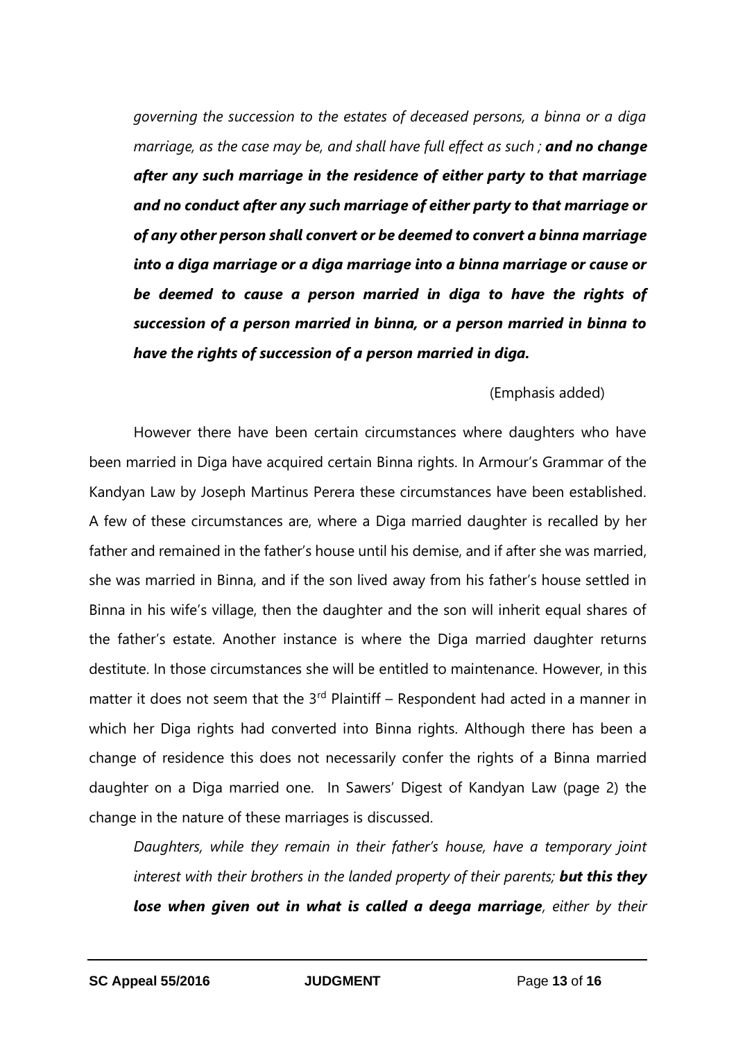*governing the succession to the estates of deceased persons, a binna or a diga marriage, as the case may be, and shall have full effect as such ;* ***and no change after any such marriage in the residence of either party to that marriage and no conduct after any such marriage of either party to that marriage or of any other person shall convert or be deemed to convert a binna marriage into a diga marriage or a diga marriage into a binna marriage or cause or be deemed to cause a person married in diga to have the rights of succession of a person married in binna, or a person married in binna to have the rights of succession of a person married in diga.***

(Emphasis added)

However there have been certain circumstances where daughters who have been married in Diga have acquired certain Binna rights. In Armour's Grammar of the Kandyan Law by Joseph Martinus Perera these circumstances have been established. A few of these circumstances are, where a Diga married daughter is recalled by her father and remained in the father's house until his demise, and if after she was married, she was married in Binna, and if the son lived away from his father's house settled in Binna in his wife's village, then the daughter and the son will inherit equal shares of the father's estate. Another instance is where the Diga married daughter returns destitute. In those circumstances she will be entitled to maintenance. However, in this matter it does not seem that the 3rd Plaintiff – Respondent had acted in a manner in which her Diga rights had converted into Binna rights. Although there has been a change of residence this does not necessarily confer the rights of a Binna married daughter on a Diga married one. In Sawers' Digest of Kandyan Law (page 2) the change in the nature of these marriages is discussed.

*Daughters, while they remain in their father's house, have a temporary joint interest with their brothers in the landed property of their parents;* ***but this they lose when given out in what is called a deega marriage****, either by their*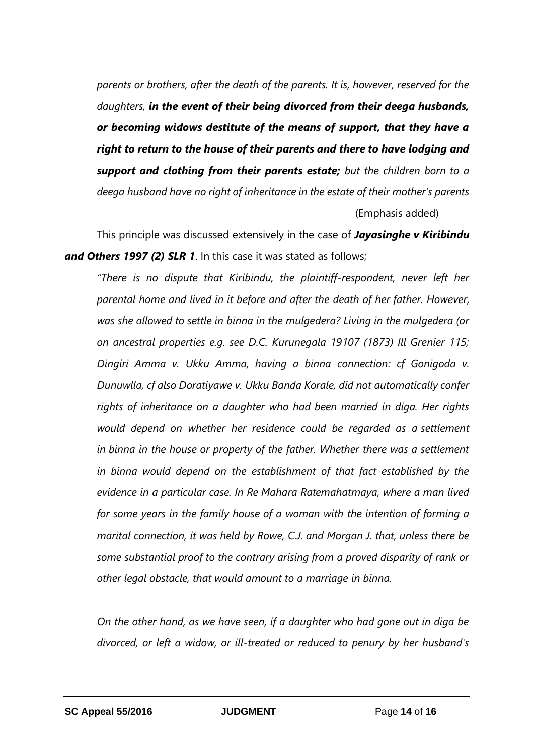*parents or brothers, after the death of the parents. It is, however, reserved for the daughters,* ***in the event of their being divorced from their deega husbands, or becoming widows destitute of the means of support, that they have a right to return to the house of their parents and there to have lodging and support and clothing from their parents estate;*** *but the children born to a deega husband have no right of inheritance in the estate of their mother's parents*

(Emphasis added)

This principle was discussed extensively in the case of ***Jayasinghe v Kiribindu and Others 1997 (2) SLR 1***. In this case it was stated as follows;

*"There is no dispute that Kiribindu, the plaintiff-respondent, never left her parental home and lived in it before and after the death of her father. However, was she allowed to settle in binna in the mulgedera? Living in the mulgedera (or on ancestral properties e.g. see D.C. Kurunegala 19107 (1873) Ill Grenier 115; Dingiri Amma v. Ukku Amma, having a binna connection: cf Gonigoda v. Dunuwlla, cf also Doratiyawe v. Ukku Banda Korale, did not automatically confer rights of inheritance on a daughter who had been married in diga. Her rights would depend on whether her residence could be regarded as a settlement in binna in the house or property of the father. Whether there was a settlement in binna would depend on the establishment of that fact established by the evidence in a particular case. In Re Mahara Ratemahatmaya, where a man lived for some years in the family house of a woman with the intention of forming a marital connection, it was held by Rowe, C.J. and Morgan J. that, unless there be some substantial proof to the contrary arising from a proved disparity of rank or other legal obstacle, that would amount to a marriage in binna.*

*On the other hand, as we have seen, if a daughter who had gone out in diga be divorced, or left a widow, or ill-treated or reduced to penury by her husband's*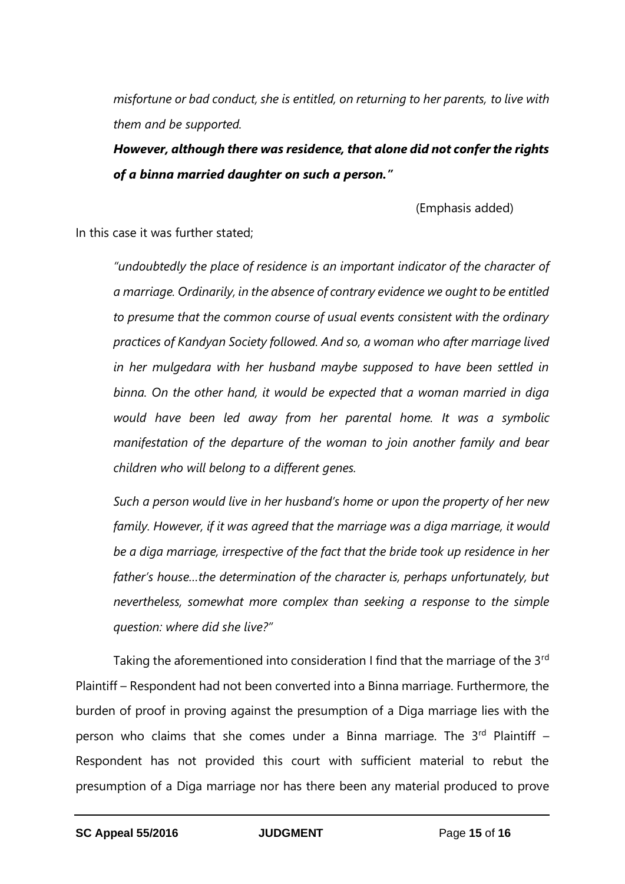*misfortune or bad conduct, she is entitled, on returning to her parents, to live with them and be supported.*

***However, although there was residence, that alone did not confer the rights of a binna married daughter on such a person."***

(Emphasis added)

In this case it was further stated;

*"undoubtedly the place of residence is an important indicator of the character of a marriage. Ordinarily, in the absence of contrary evidence we ought to be entitled to presume that the common course of usual events consistent with the ordinary practices of Kandyan Society followed. And so, a woman who after marriage lived in her mulgedara with her husband maybe supposed to have been settled in binna. On the other hand, it would be expected that a woman married in diga would have been led away from her parental home. It was a symbolic manifestation of the departure of the woman to join another family and bear children who will belong to a different genes.*

*Such a person would live in her husband's home or upon the property of her new family. However, if it was agreed that the marriage was a diga marriage, it would be a diga marriage, irrespective of the fact that the bride took up residence in her father's house…the determination of the character is, perhaps unfortunately, but nevertheless, somewhat more complex than seeking a response to the simple question: where did she live?"*

Taking the aforementioned into consideration I find that the marriage of the 3rd Plaintiff – Respondent had not been converted into a Binna marriage. Furthermore, the burden of proof in proving against the presumption of a Diga marriage lies with the person who claims that she comes under a Binna marriage. The 3rd Plaintiff – Respondent has not provided this court with sufficient material to rebut the presumption of a Diga marriage nor has there been any material produced to prove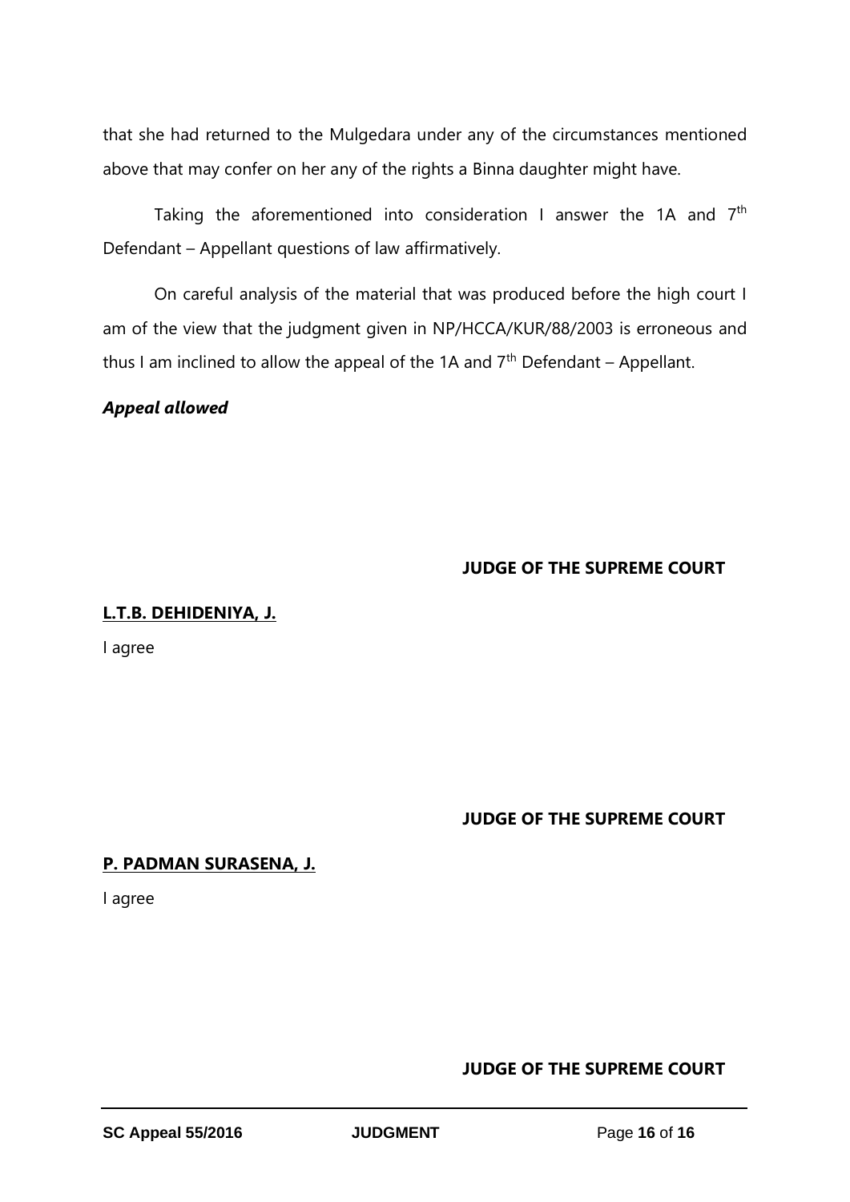that she had returned to the Mulgedara under any of the circumstances mentioned above that may confer on her any of the rights a Binna daughter might have.

Taking the aforementioned into consideration I answer the 1A and 7th Defendant – Appellant questions of law affirmatively.

On careful analysis of the material that was produced before the high court I am of the view that the judgment given in NP/HCCA/KUR/88/2003 is erroneous and thus I am inclined to allow the appeal of the 1A and 7th Defendant – Appellant.

***Appeal allowed***

**JUDGE OF THE SUPREME COURT**

**L.T.B. DEHIDENIYA, J.**

I agree

**JUDGE OF THE SUPREME COURT**

**P. PADMAN SURASENA, J.**

I agree

**JUDGE OF THE SUPREME COURT**